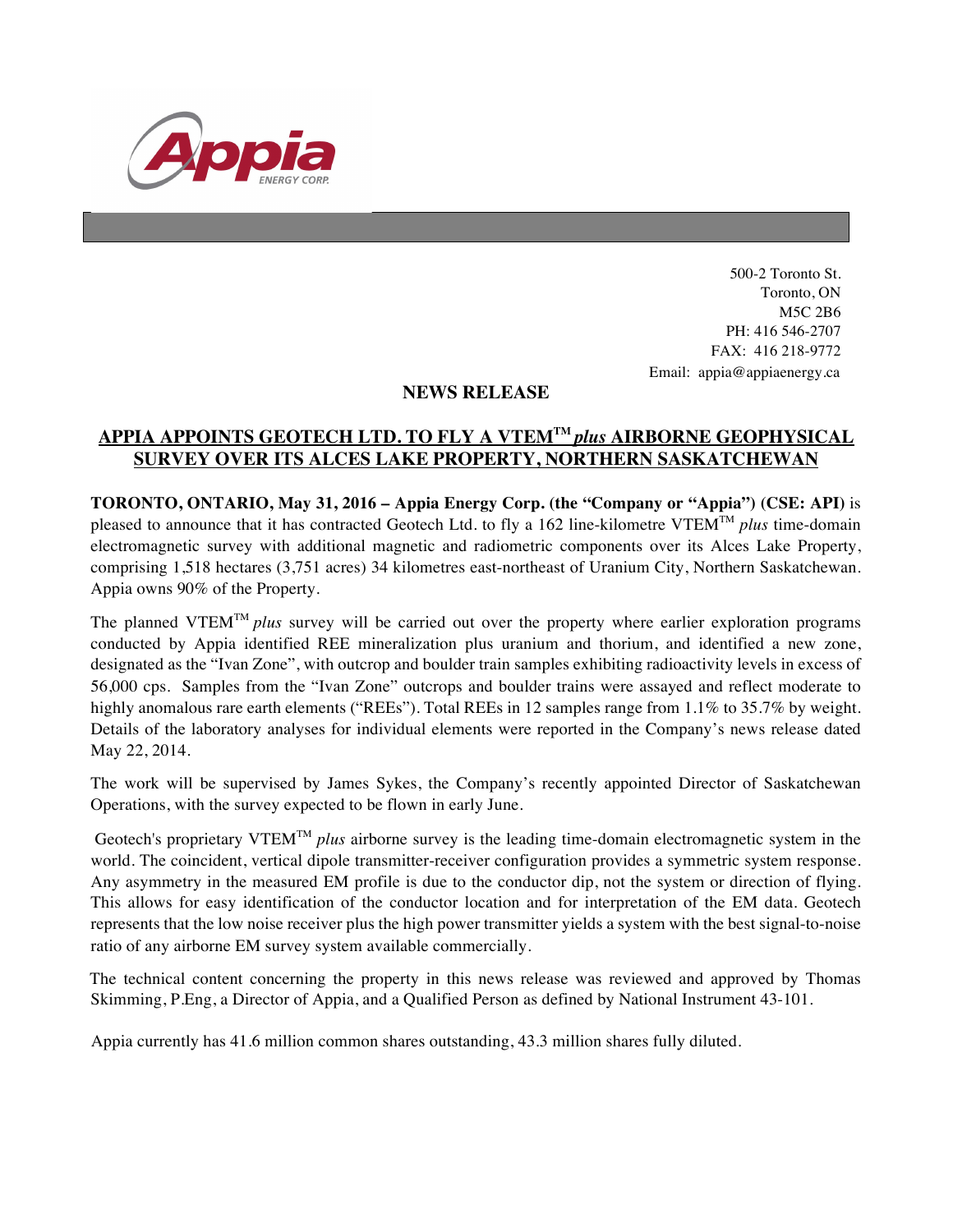500-2 Toronto St.
Toronto, ON
M5C 2B6
PH: 416 546-2707
FAX: 416 218-9772
Email: appia@appiaenergy.ca

## NEWS RELEASE

## APPIA APPOINTS GEOTECH LTD. TO FLY A VTEM™ *plus* AIRBORNE GEOPHYSICAL SURVEY OVER ITS ALCES LAKE PROPERTY, NORTHERN SASKATCHEWAN

**TORONTO, ONTARIO, May 31, 2016 – Appia Energy Corp. (the "Company or "Appia") (CSE: API)** is pleased to announce that it has contracted Geotech Ltd. to fly a 162 line-kilometre VTEM™ *plus* time-domain electromagnetic survey with additional magnetic and radiometric components over its Alces Lake Property, comprising 1,518 hectares (3,751 acres) 34 kilometres east-northeast of Uranium City, Northern Saskatchewan. Appia owns 90% of the Property.

The planned VTEM™ *plus* survey will be carried out over the property where earlier exploration programs conducted by Appia identified REE mineralization plus uranium and thorium, and identified a new zone, designated as the "Ivan Zone", with outcrop and boulder train samples exhibiting radioactivity levels in excess of 56,000 cps. Samples from the "Ivan Zone" outcrops and boulder trains were assayed and reflect moderate to highly anomalous rare earth elements ("REEs"). Total REEs in 12 samples range from 1.1% to 35.7% by weight. Details of the laboratory analyses for individual elements were reported in the Company's news release dated May 22, 2014.

The work will be supervised by James Sykes, the Company's recently appointed Director of Saskatchewan Operations, with the survey expected to be flown in early June.

Geotech's proprietary VTEM™ *plus* airborne survey is the leading time-domain electromagnetic system in the world. The coincident, vertical dipole transmitter-receiver configuration provides a symmetric system response. Any asymmetry in the measured EM profile is due to the conductor dip, not the system or direction of flying. This allows for easy identification of the conductor location and for interpretation of the EM data. Geotech represents that the low noise receiver plus the high power transmitter yields a system with the best signal-to-noise ratio of any airborne EM survey system available commercially.

The technical content concerning the property in this news release was reviewed and approved by Thomas Skimming, P.Eng, a Director of Appia, and a Qualified Person as defined by National Instrument 43-101.

Appia currently has 41.6 million common shares outstanding, 43.3 million shares fully diluted.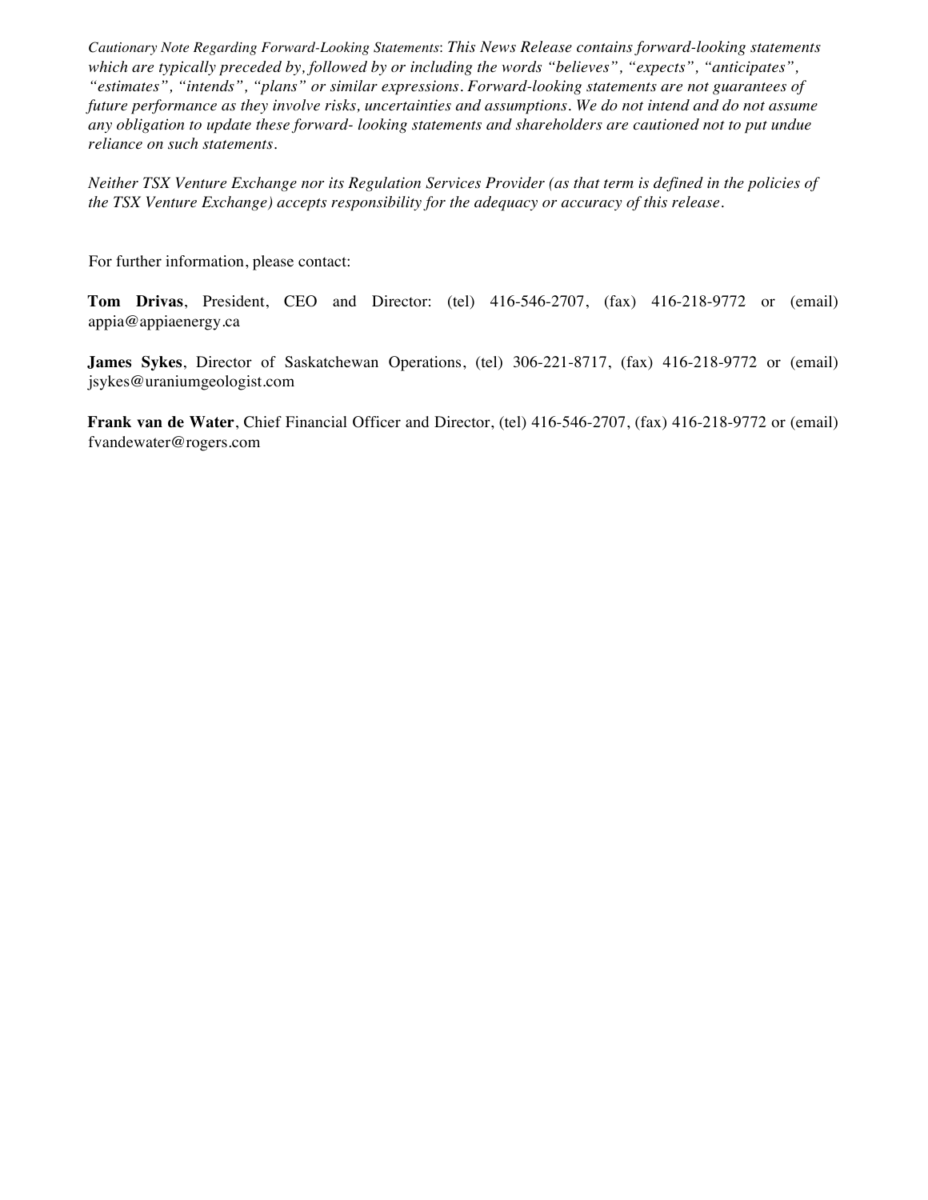*Cautionary Note Regarding Forward-Looking Statements*: *This News Release contains forward-looking statements which are typically preceded by, followed by or including the words "believes", "expects", "anticipates", "estimates", "intends", "plans" or similar expressions. Forward-looking statements are not guarantees of future performance as they involve risks, uncertainties and assumptions. We do not intend and do not assume any obligation to update these forward- looking statements and shareholders are cautioned not to put undue reliance on such statements.*

*Neither TSX Venture Exchange nor its Regulation Services Provider (as that term is defined in the policies of the TSX Venture Exchange) accepts responsibility for the adequacy or accuracy of this release.*

For further information, please contact:

**Tom Drivas**, President, CEO and Director: (tel) 416-546-2707, (fax) 416-218-9772 or (email) appia@appiaenergy.ca

**James Sykes**, Director of Saskatchewan Operations, (tel) 306-221-8717, (fax) 416-218-9772 or (email) jsykes@uraniumgeologist.com

**Frank van de Water**, Chief Financial Officer and Director, (tel) 416-546-2707, (fax) 416-218-9772 or (email) fvandewater@rogers.com